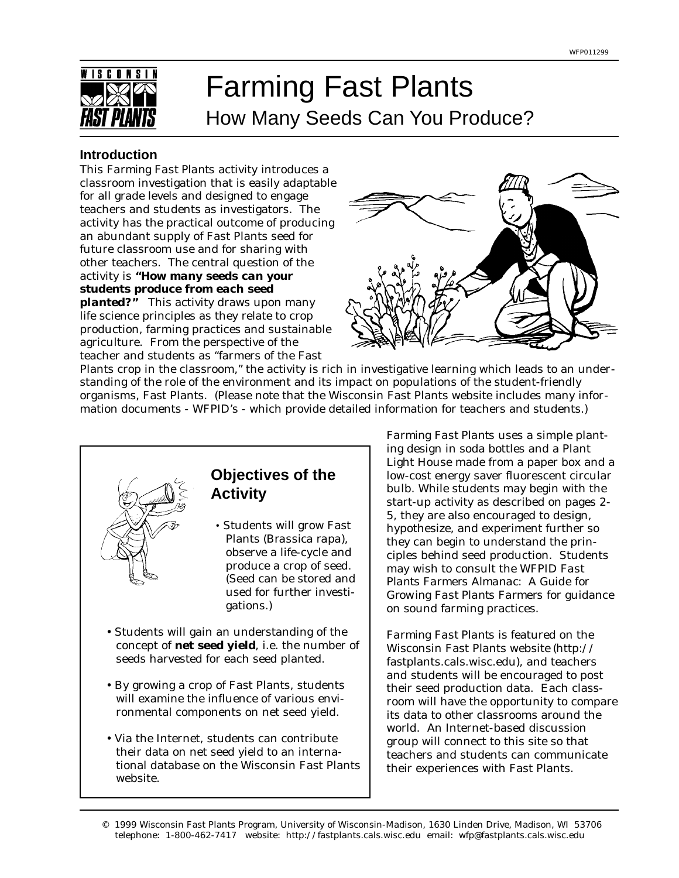# Farming Fast Plants

## How Many Seeds Can You Produce?

### Introduction

This *Farming Fast Plants* activity introduces a classroom investigation that is easily adaptable for all grade levels and designed to engage teachers and students as investigators. The activity has the practical outcome of producing an abundant supply of Fast Plants seed for future classroom use and for sharing with other teachers. The central question of the activity is ***"How many seeds can your students produce from each seed planted?"*** This activity draws upon many life science principles as they relate to crop production, farming practices and sustainable agriculture. From the perspective of the teacher and students as "farmers of the Fast Plants crop in the classroom," the activity is rich in investigative learning which leads to an understanding of the role of the environment and its impact on populations of the student-friendly organisms, Fast Plants. (Please note that the Wisconsin Fast Plants website includes many information documents - WFPID's - which provide detailed information for teachers and students.)

### Objectives of the Activity

- Students will grow Fast Plants (*Brassica rapa*), observe a life-cycle and produce a crop of seed. (Seed can be stored and used for further investigations.)
- Students will gain an understanding of the concept of **net seed yield**, i.e. the number of seeds harvested for each seed planted.
- By growing a crop of Fast Plants, students will examine the influence of various environmental components on net seed yield.
- Via the Internet, students can contribute their data on net seed yield to an international database on the Wisconsin Fast Plants website.

*Farming Fast Plants* uses a simple planting design in soda bottles and a Plant Light House made from a paper box and a low-cost energy saver fluorescent circular bulb. While students may begin with the start-up activity as described on pages 2-5, they are also encouraged to design, hypothesize, and experiment further so they can begin to understand the principles behind seed production. Students may wish to consult the WFPID *Fast Plants Farmers Almanac: A Guide for Growing Fast Plants Farmers* for guidance on sound farming practices.

*Farming Fast Plants* is featured on the Wisconsin Fast Plants website (http://fastplants.cals.wisc.edu), and teachers and students will be encouraged to post their seed production data. Each classroom will have the opportunity to compare its data to other classrooms around the world. An Internet-based discussion group will connect to this site so that teachers and students can communicate their experiences with Fast Plants.

© 1999 Wisconsin Fast Plants Program, University of Wisconsin-Madison, 1630 Linden Drive, Madison, WI 53706
telephone: 1-800-462-7417 website: http://fastplants.cals.wisc.edu email: wfp@fastplants.cals.wisc.edu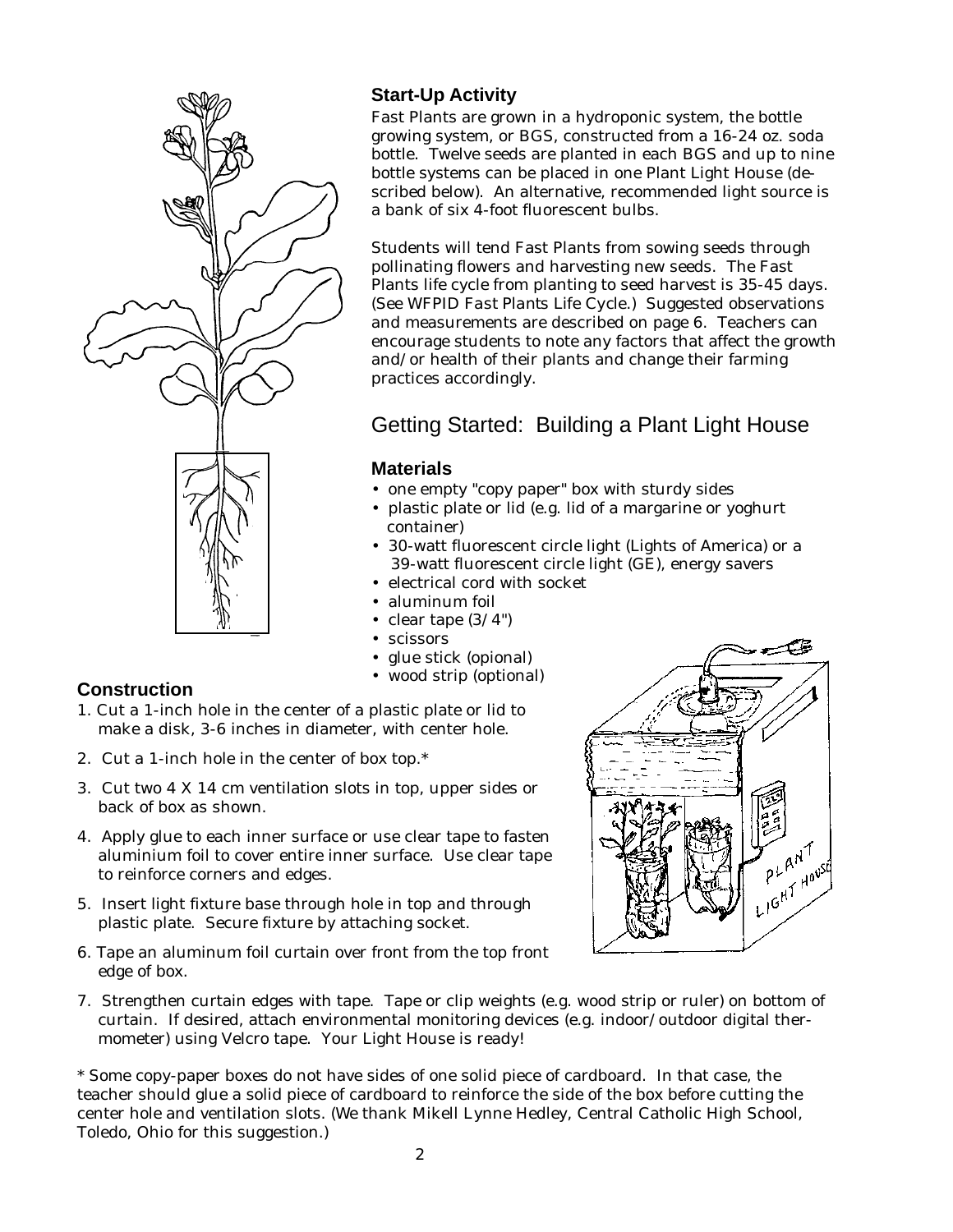### Start-Up Activity

Fast Plants are grown in a hydroponic system, the bottle growing system, or BGS, constructed from a 16-24 oz. soda bottle. Twelve seeds are planted in each BGS and up to nine bottle systems can be placed in one Plant Light House (described below). An alternative, recommended light source is a bank of six 4-foot fluorescent bulbs.

Students will tend Fast Plants from sowing seeds through pollinating flowers and harvesting new seeds. The Fast Plants life cycle from planting to seed harvest is 35-45 days. (See WFPID Fast Plants Life Cycle.) Suggested observations and measurements are described on page 6. Teachers can encourage students to note any factors that affect the growth and/or health of their plants and change their farming practices accordingly.

## Getting Started: Building a Plant Light House

### Materials

- one empty "copy paper" box with sturdy sides
- plastic plate or lid (e.g. lid of a margarine or yoghurt container)
- 30-watt fluorescent circle light (Lights of America) or a 39-watt fluorescent circle light (GE), energy savers
- electrical cord with socket
- aluminum foil
- clear tape (3/4")
- scissors
- glue stick (opional)
- wood strip (optional)

### Construction

1. Cut a 1-inch hole in the center of a plastic plate or lid to make a disk, 3-6 inches in diameter, with center hole.
2. Cut a 1-inch hole in the center of box top.*
3. Cut two 4 X 14 cm ventilation slots in top, upper sides or back of box as shown.
4. Apply glue to each inner surface or use clear tape to fasten aluminium foil to cover entire inner surface. Use clear tape to reinforce corners and edges.
5. Insert light fixture base through hole in top and through plastic plate. Secure fixture by attaching socket.
6. Tape an aluminum foil curtain over front from the top front edge of box.
7. Strengthen curtain edges with tape. Tape or clip weights (e.g. wood strip or ruler) on bottom of curtain. If desired, attach environmental monitoring devices (e.g. indoor/outdoor digital thermometer) using Velcro tape. Your Light House is ready!

* Some copy-paper boxes do not have sides of one solid piece of cardboard. In that case, the teacher should glue a solid piece of cardboard to reinforce the side of the box before cutting the center hole and ventilation slots. (We thank Mikell Lynne Hedley, Central Catholic High School, Toledo, Ohio for this suggestion.)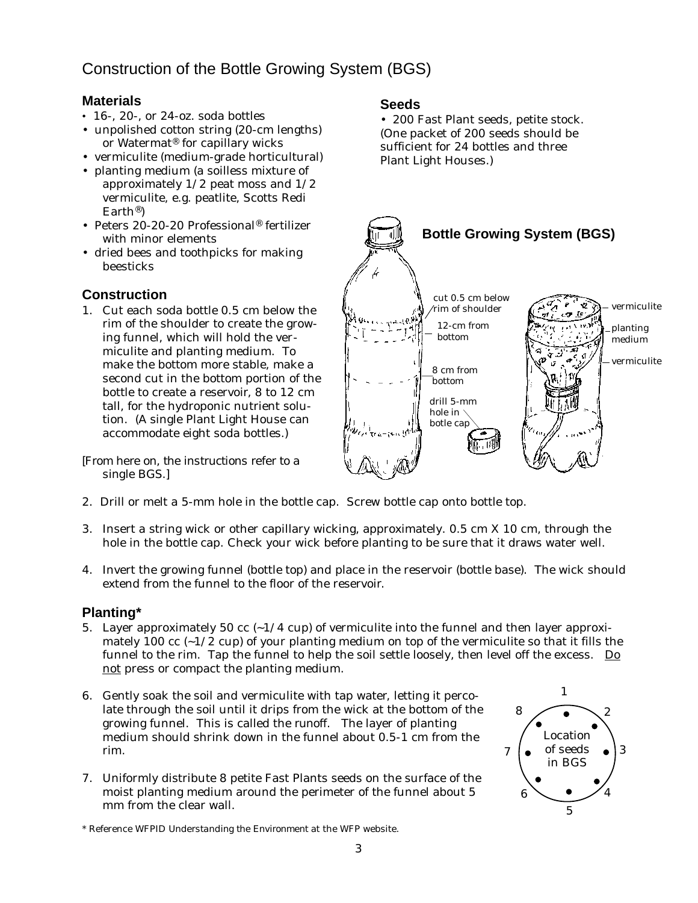# Construction of the Bottle Growing System (BGS)

## Materials

- 16-, 20-, or 24-oz. soda bottles
- unpolished cotton string (20-cm lengths) or Watermat® for capillary wicks
- vermiculite (medium-grade horticultural)
- planting medium (a soilless mixture of approximately 1/2 peat moss and 1/2 vermiculite, e.g. peatlite, Scotts Redi Earth®)
- Peters 20-20-20 Professional® fertilizer with minor elements
- dried bees and toothpicks for making beesticks

## Seeds

- 200 Fast Plant seeds, petite stock. (One packet of 200 seeds should be sufficient for 24 bottles and three Plant Light Houses.)

## Construction

1. Cut each soda bottle 0.5 cm below the rim of the shoulder to create the growing funnel, which will hold the vermiculite and planting medium. To make the bottom more stable, make a second cut in the bottom portion of the bottle to create a reservoir, 8 to 12 cm tall, for the hydroponic nutrient solution. (A single Plant Light House can accommodate eight soda bottles.)

[From here on, the instructions refer to a single BGS.]

**Bottle Growing System (BGS)**

cut 0.5 cm below rim of shoulder
12-cm from bottom
8 cm from bottom
drill 5-mm hole in botle cap
vermiculite
planting medium
vermiculite

2. Drill or melt a 5-mm hole in the bottle cap. Screw bottle cap onto bottle top.

3. Insert a string wick or other capillary wicking, approximately. 0.5 cm X 10 cm, through the hole in the bottle cap. Check your wick before planting to be sure that it draws water well.

4. Invert the growing funnel (bottle top) and place in the reservoir (bottle base). The wick should extend from the funnel to the floor of the reservoir.

## Planting*

5. Layer approximately 50 cc (~1/4 cup) of vermiculite into the funnel and then layer approximately 100 cc (~1/2 cup) of your planting medium on top of the vermiculite so that it fills the funnel to the rim. Tap the funnel to help the soil settle loosely, then level off the excess. Do not press or compact the planting medium.

6. Gently soak the soil and vermiculite with tap water, letting it percolate through the soil until it drips from the wick at the bottom of the growing funnel. This is called the runoff. The layer of planting medium should shrink down in the funnel about 0.5-1 cm from the rim.

7. Uniformly distribute 8 petite Fast Plants seeds on the surface of the moist planting medium around the perimeter of the funnel about 5 mm from the clear wall.

Location of seeds in BGS (1–8)

\* Reference WFPID Understanding the Environment at the WFP website.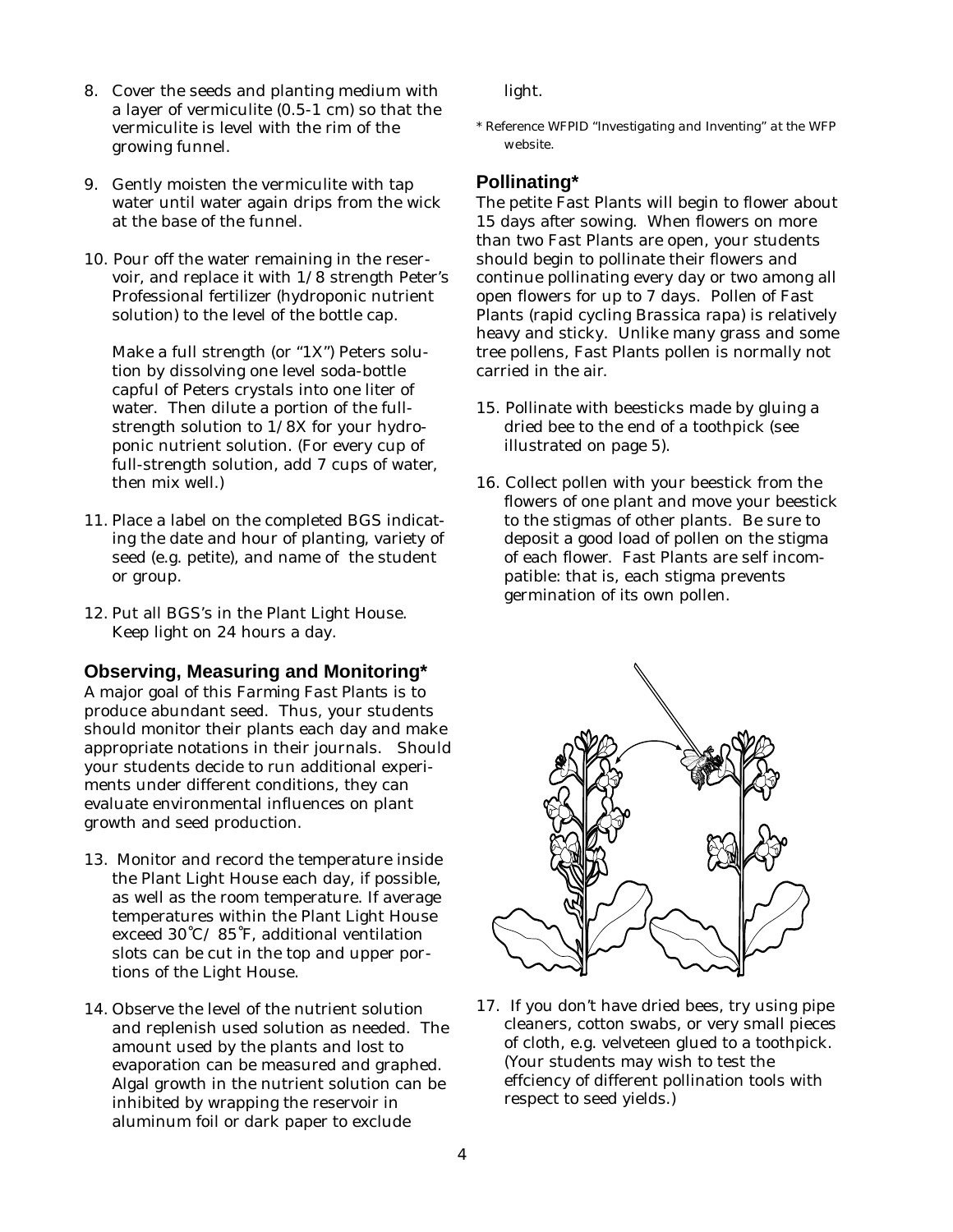8. Cover the seeds and planting medium with a layer of vermiculite (0.5-1 cm) so that the vermiculite is level with the rim of the growing funnel.

9. Gently moisten the vermiculite with tap water until water again drips from the wick at the base of the funnel.

10. Pour off the water remaining in the reservoir, and replace it with 1/8 strength Peter's Professional fertilizer (hydroponic nutrient solution) to the level of the bottle cap.

    Make a full strength (or "1X") Peters solution by dissolving one level soda-bottle capful of Peters crystals into one liter of water. Then dilute a portion of the full-strength solution to 1/8X for your hydroponic nutrient solution. (For every cup of full-strength solution, add 7 cups of water, then mix well.)

11. Place a label on the completed BGS indicating the date and hour of planting, variety of seed (e.g. petite), and name of the student or group.

12. Put all BGS's in the Plant Light House. Keep light on 24 hours a day.

## Observing, Measuring and Monitoring*

A major goal of this *Farming Fast Plants* is to produce abundant seed. Thus, your students should monitor their plants each day and make appropriate notations in their journals. Should your students decide to run additional experiments under different conditions, they can evaluate environmental influences on plant growth and seed production.

13. Monitor and record the temperature inside the Plant Light House each day, if possible, as well as the room temperature. If average temperatures within the Plant Light House exceed 30˚C/ 85˚F, additional ventilation slots can be cut in the top and upper portions of the Light House.

14. Observe the level of the nutrient solution and replenish used solution as needed. The amount used by the plants and lost to evaporation can be measured and graphed. Algal growth in the nutrient solution can be inhibited by wrapping the reservoir in aluminum foil or dark paper to exclude light.

\* Reference WFPID "Investigating and Inventing" at the WFP website.

## Pollinating*

The petite Fast Plants will begin to flower about 15 days after sowing. When flowers on more than two Fast Plants are open, your students should begin to pollinate their flowers and continue pollinating every day or two among all open flowers for up to 7 days. Pollen of Fast Plants (rapid cycling *Brassica rapa*) is relatively heavy and sticky. Unlike many grass and some tree pollens, Fast Plants pollen is normally not carried in the air.

15. Pollinate with beesticks made by gluing a dried bee to the end of a toothpick (see illustrated on page 5).

16. Collect pollen with your beestick from the flowers of one plant and move your beestick to the stigmas of other plants. Be sure to deposit a good load of pollen on the stigma of each flower. Fast Plants are self incompatible: that is, each stigma prevents germination of its own pollen.

17. If you don't have dried bees, try using pipe cleaners, cotton swabs, or very small pieces of cloth, e.g. velveteen glued to a toothpick. (Your students may wish to test the effciency of different pollination tools with respect to seed yields.)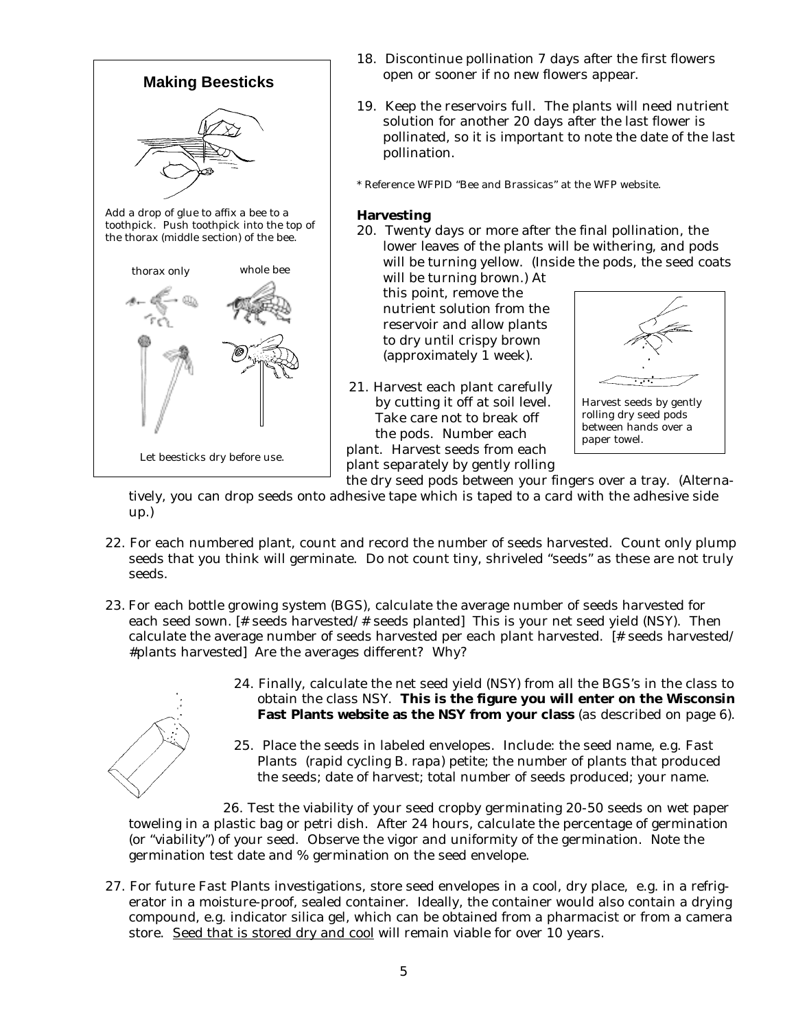### Making Beesticks

Add a drop of glue to affix a bee to a toothpick. Push toothpick into the top of the thorax (middle section) of the bee.

thorax only    whole bee

Let beesticks dry before use.

18. Discontinue pollination 7 days after the first flowers open or sooner if no new flowers appear.

19. Keep the reservoirs full. The plants will need nutrient solution for another 20 days after the last flower is pollinated, so it is important to note the date of the last pollination.

* Reference WFPID "Bee and Brassicas" at the WFP website.

**Harvesting**

20. Twenty days or more after the final pollination, the lower leaves of the plants will be withering, and pods will be turning yellow. (Inside the pods, the seed coats will be turning brown.) At this point, remove the nutrient solution from the reservoir and allow plants to dry until crispy brown (approximately 1 week).

21. Harvest each plant carefully by cutting it off at soil level. Take care not to break off the pods. Number each plant. Harvest seeds from each plant separately by gently rolling the dry seed pods between your fingers over a tray. (Alternatively, you can drop seeds onto adhesive tape which is taped to a card with the adhesive side up.)

Harvest seeds by gently rolling dry seed pods between hands over a paper towel.

22. For each numbered plant, count and record the number of seeds harvested. Count only plump seeds that you think will germinate. Do not count tiny, shriveled "seeds" as these are not truly seeds.

23. For each bottle growing system (BGS), calculate the average number of seeds harvested for each seed sown. [# seeds harvested/# seeds planted] This is your net seed yield (NSY). Then calculate the average number of seeds harvested per each plant harvested. [# seeds harvested/ #plants harvested] Are the averages different? Why?

24. Finally, calculate the net seed yield (NSY) from all the BGS's in the class to obtain the class NSY. **This is the figure you will enter on the Wisconsin Fast Plants website as the NSY from your class** (as described on page 6).

25. Place the seeds in labeled envelopes. Include: the seed name, e.g. Fast Plants (rapid cycling B. rapa) petite; the number of plants that produced the seeds; date of harvest; total number of seeds produced; your name.

26. Test the viability of your seed cropby germinating 20-50 seeds on wet paper toweling in a plastic bag or petri dish. After 24 hours, calculate the percentage of germination (or "viability") of your seed. Observe the vigor and uniformity of the germination. Note the germination test date and % germination on the seed envelope.

27. For future Fast Plants investigations, store seed envelopes in a cool, dry place, e.g. in a refrigerator in a moisture-proof, sealed container. Ideally, the container would also contain a drying compound, e.g. indicator silica gel, which can be obtained from a pharmacist or from a camera store. <u>Seed that is stored dry and cool</u> will remain viable for over 10 years.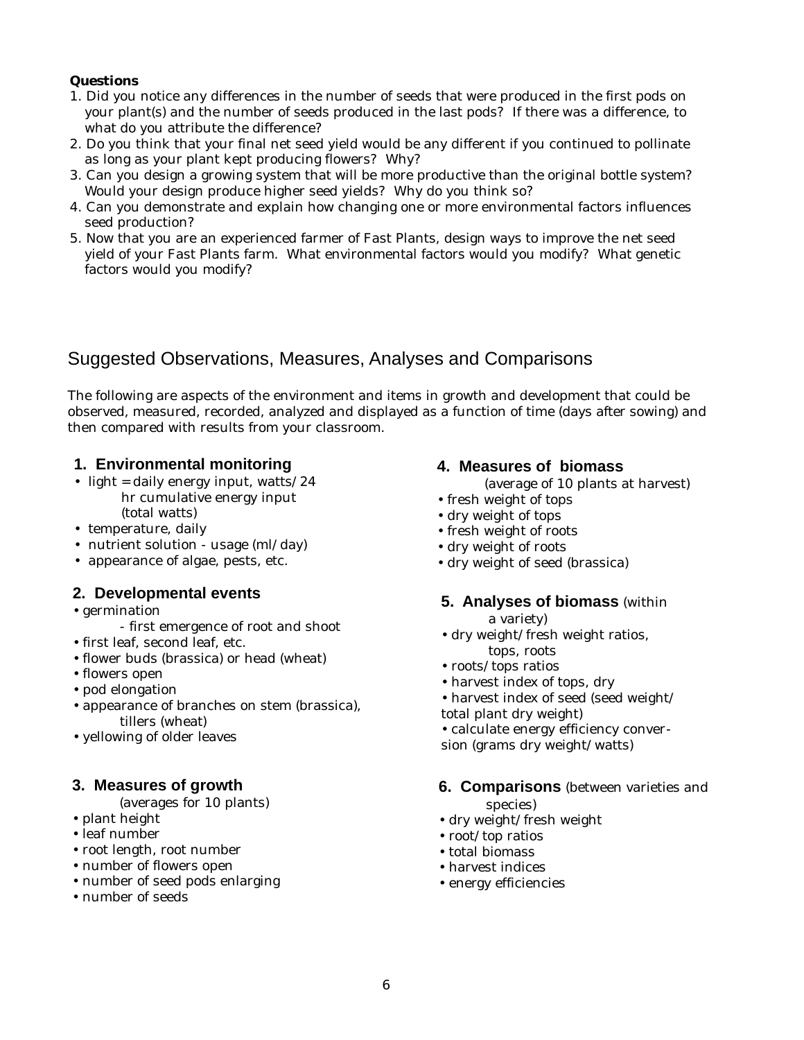**Questions**

1. Did you notice any differences in the number of seeds that were produced in the first pods on your plant(s) and the number of seeds produced in the last pods? If there was a difference, to what do you attribute the difference?
2. Do you think that your final net seed yield would be any different if you continued to pollinate as long as your plant kept producing flowers? Why?
3. Can you design a growing system that will be more productive than the original bottle system? Would your design produce higher seed yields? Why do you think so?
4. Can you demonstrate and explain how changing one or more environmental factors influences seed production?
5. Now that you are an experienced farmer of Fast Plants, design ways to improve the net seed yield of your Fast Plants farm. What environmental factors would you modify? What genetic factors would you modify?

## Suggested Observations, Measures, Analyses and Comparisons

The following are aspects of the environment and items in growth and development that could be observed, measured, recorded, analyzed and displayed as a function of time (days after sowing) and then compared with results from your classroom.

### 1. Environmental monitoring

- light = daily energy input, watts/24 hr cumulative energy input (total watts)
- temperature, daily
- nutrient solution - usage (ml/day)
- appearance of algae, pests, etc.

### 2. Developmental events

- germination
  - first emergence of root and shoot
- first leaf, second leaf, etc.
- flower buds (brassica) or head (wheat)
- flowers open
- pod elongation
- appearance of branches on stem (brassica), tillers (wheat)
- yellowing of older leaves

### 3. Measures of growth

(averages for 10 plants)

- plant height
- leaf number
- root length, root number
- number of flowers open
- number of seed pods enlarging
- number of seeds

### 4. Measures of biomass

(average of 10 plants at harvest)

- fresh weight of tops
- dry weight of tops
- fresh weight of roots
- dry weight of roots
- dry weight of seed (brassica)

### 5. Analyses of biomass (within a variety)

- dry weight/fresh weight ratios, tops, roots
- roots/tops ratios
- harvest index of tops, dry
- harvest index of seed (seed weight/total plant dry weight)
- calculate energy efficiency conversion (grams dry weight/watts)

### 6. Comparisons (between varieties and species)

- dry weight/fresh weight
- root/top ratios
- total biomass
- harvest indices
- energy efficiencies